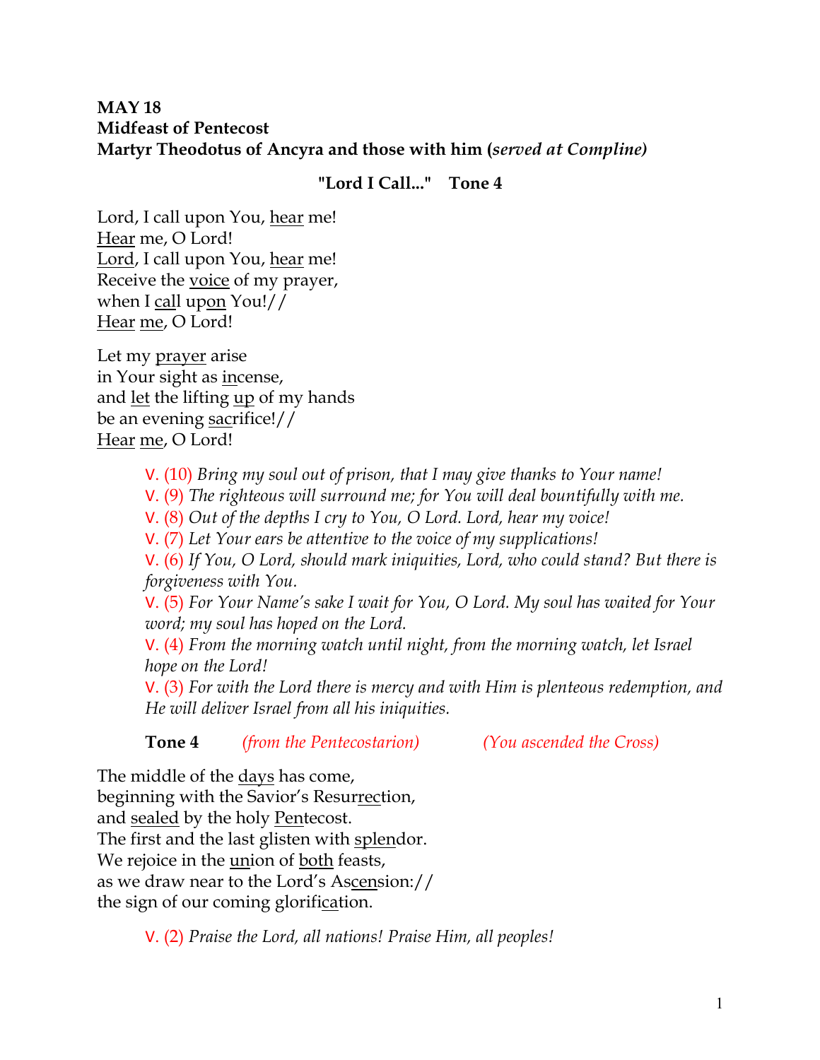**MAY 18**
**Midfeast of Pentecost**
**Martyr Theodotus of Ancyra and those with him (*served at Compline*)**

**"Lord I Call..."    Tone 4**

Lord, I call upon You, <u>hear</u> me!
<u>Hear</u> me, O Lord!
<u>Lord</u>, I call upon You, <u>hear</u> me!
Receive the <u>voice</u> of my prayer,
when I <u>call</u> up<u>on</u> You!//
<u>Hear</u> <u>me</u>, O Lord!

Let my <u>prayer</u> arise
in Your sight as <u>in</u>cense,
and <u>let</u> the lifting <u>up</u> of my hands
be an evening <u>sac</u>rifice!//
<u>Hear</u> <u>me</u>, O Lord!

> V. (10) *Bring my soul out of prison, that I may give thanks to Your name!*
> V. (9) *The righteous will surround me; for You will deal bountifully with me.*
> V. (8) *Out of the depths I cry to You, O Lord. Lord, hear my voice!*
> V. (7) *Let Your ears be attentive to the voice of my supplications!*
> V. (6) *If You, O Lord, should mark iniquities, Lord, who could stand? But there is forgiveness with You.*
> V. (5) *For Your Name's sake I wait for You, O Lord. My soul has waited for Your word; my soul has hoped on the Lord.*
> V. (4) *From the morning watch until night, from the morning watch, let Israel hope on the Lord!*
> V. (3) *For with the Lord there is mercy and with Him is plenteous redemption, and He will deliver Israel from all his iniquities.*

**Tone 4**    *(from the Pentecostarion)*    *(You ascended the Cross)*

The middle of the <u>days</u> has come,
beginning with the Savior's Resur<u>rec</u>tion,
and <u>sealed</u> by the holy <u>Pen</u>tecost.
The first and the last glisten with <u>splen</u>dor.
We rejoice in the <u>un</u>ion of <u>both</u> feasts,
as we draw near to the Lord's As<u>cen</u>sion://
the sign of our coming glorifi<u>ca</u>tion.

> V. (2) *Praise the Lord, all nations! Praise Him, all peoples!*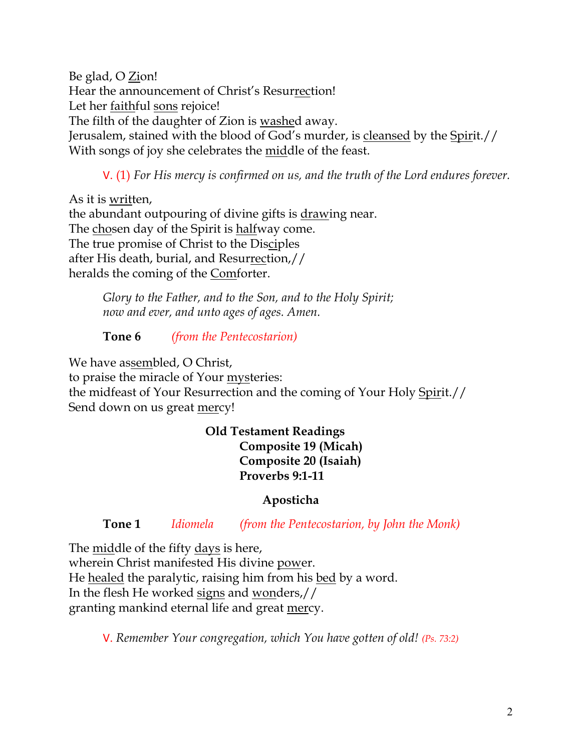Be glad, O Zion!
Hear the announcement of Christ's Resurrection!
Let her faithful sons rejoice!
The filth of the daughter of Zion is washed away.
Jerusalem, stained with the blood of God's murder, is cleansed by the Spirit.//
With songs of joy she celebrates the middle of the feast.

> V. (1) *For His mercy is confirmed on us, and the truth of the Lord endures forever.*

As it is written,
the abundant outpouring of divine gifts is drawing near.
The chosen day of the Spirit is halfway come.
The true promise of Christ to the Disciples
after His death, burial, and Resurrection,//
heralds the coming of the Comforter.

> *Glory to the Father, and to the Son, and to the Holy Spirit;*
> *now and ever, and unto ages of ages. Amen.*

> **Tone 6** *(from the Pentecostarion)*

We have assembled, O Christ,
to praise the miracle of Your mysteries:
the midfeast of Your Resurrection and the coming of Your Holy Spirit.//
Send down on us great mercy!

**Old Testament Readings**
**Composite 19 (Micah)**
**Composite 20 (Isaiah)**
**Proverbs 9:1-11**

## Aposticha

> **Tone 1** *Idiomela* *(from the Pentecostarion, by John the Monk)*

The middle of the fifty days is here,
wherein Christ manifested His divine power.
He healed the paralytic, raising him from his bed by a word.
In the flesh He worked signs and wonders,//
granting mankind eternal life and great mercy.

> V. *Remember Your congregation, which You have gotten of old!* *(Ps. 73:2)*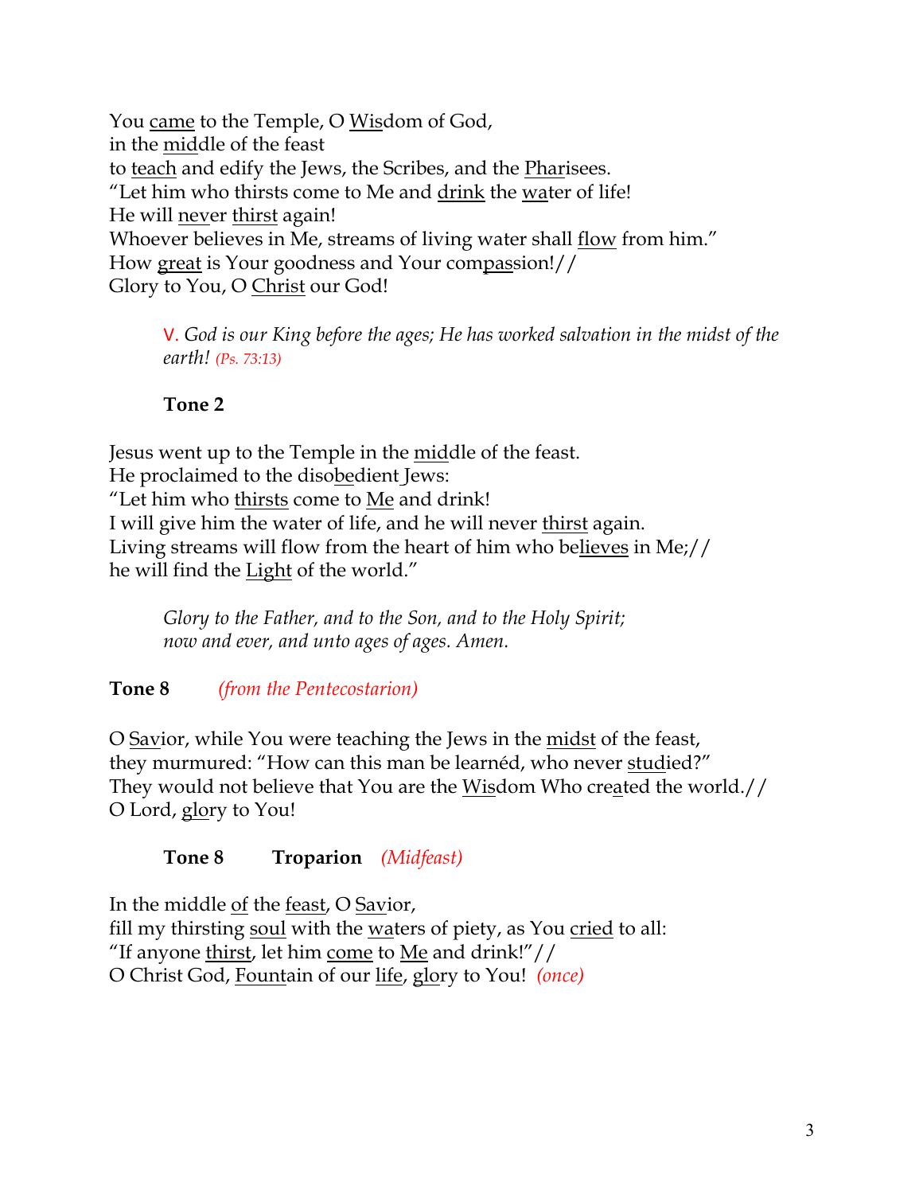You came to the Temple, O Wisdom of God,
in the middle of the feast
to teach and edify the Jews, the Scribes, and the Pharisees.
"Let him who thirsts come to Me and drink the water of life!
He will never thirst again!
Whoever believes in Me, streams of living water shall flow from him."
How great is Your goodness and Your compassion!//
Glory to You, O Christ our God!

> V. *God is our King before the ages; He has worked salvation in the midst of the earth! (Ps. 73:13)*

**Tone 2**

Jesus went up to the Temple in the middle of the feast.
He proclaimed to the disobedient Jews:
"Let him who thirsts come to Me and drink!
I will give him the water of life, and he will never thirst again.
Living streams will flow from the heart of him who believes in Me;//
he will find the Light of the world."

> *Glory to the Father, and to the Son, and to the Holy Spirit;*
> *now and ever, and unto ages of ages. Amen.*

**Tone 8** *(from the Pentecostarion)*

O Savior, while You were teaching the Jews in the midst of the feast,
they murmured: "How can this man be learnéd, who never studied?"
They would not believe that You are the Wisdom Who created the world.//
O Lord, glory to You!

**Tone 8 Troparion** *(Midfeast)*

In the middle of the feast, O Savior,
fill my thirsting soul with the waters of piety, as You cried to all:
"If anyone thirst, let him come to Me and drink!"//
O Christ God, Fountain of our life, glory to You! *(once)*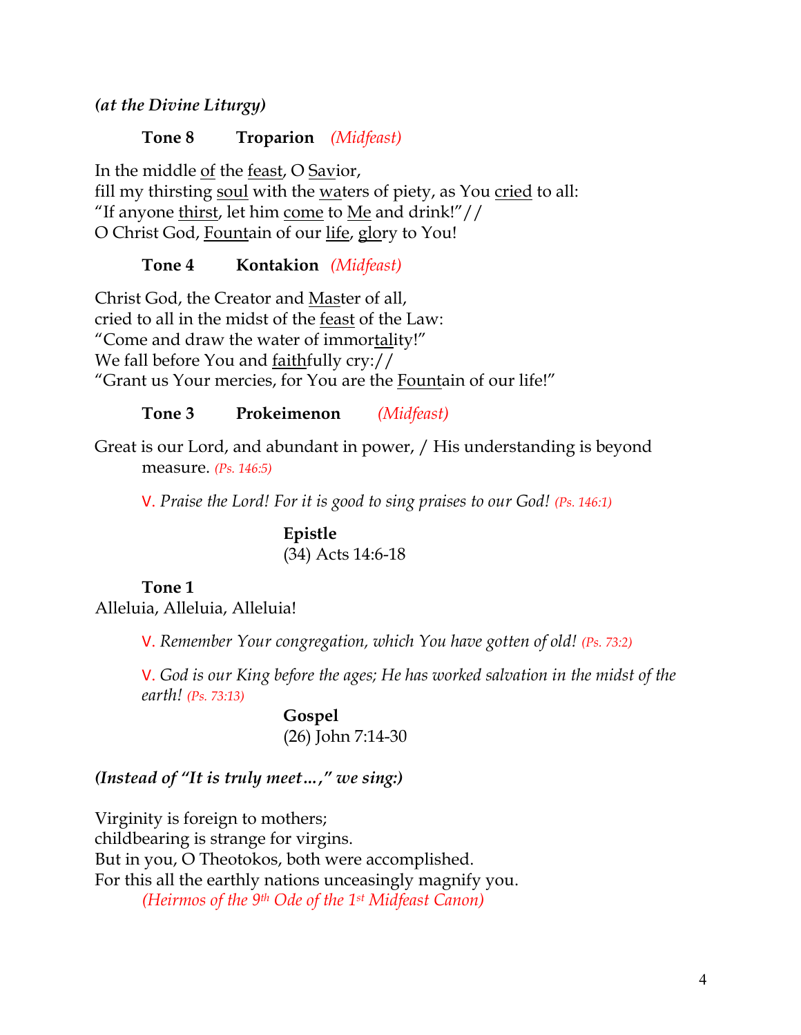***(at the Divine Liturgy)***

**Tone 8 Troparion** *(Midfeast)*

In the middle <u>of</u> the <u>feast</u>, O <u>Sav</u>ior,
fill my thirsting <u>soul</u> with the <u>wa</u>ters of piety, as You <u>cried</u> to all:
"If anyone <u>thirst</u>, let him <u>come</u> to <u>Me</u> and drink!"//
O Christ God, <u>Fount</u>ain of our <u>life</u>, <u>glo</u>ry to You!

**Tone 4 Kontakion** *(Midfeast)*

Christ God, the Creator and <u>Mas</u>ter of all,
cried to all in the midst of the <u>feast</u> of the Law:
"Come and draw the water of immor<u>tal</u>ity!"
We fall before You and <u>faith</u>fully cry://
"Grant us Your mercies, for You are the <u>Foun</u>tain of our life!"

**Tone 3 Prokeimenon** *(Midfeast)*

Great is our Lord, and abundant in power, / His understanding is beyond measure. *(Ps. 146:5)*

V. *Praise the Lord! For it is good to sing praises to our God!* *(Ps. 146:1)*

**Epistle**
(34) Acts 14:6-18

**Tone 1**
Alleluia, Alleluia, Alleluia!

V. *Remember Your congregation, which You have gotten of old!* *(Ps. 73:2)*

V. *God is our King before the ages; He has worked salvation in the midst of the earth!* *(Ps. 73:13)*

**Gospel**
(26) John 7:14-30

***(Instead of "It is truly meet…," we sing:)***

Virginity is foreign to mothers;
childbearing is strange for virgins.
But in you, O Theotokos, both were accomplished.
For this all the earthly nations unceasingly magnify you.
*(Heirmos of the 9th Ode of the 1st Midfeast Canon)*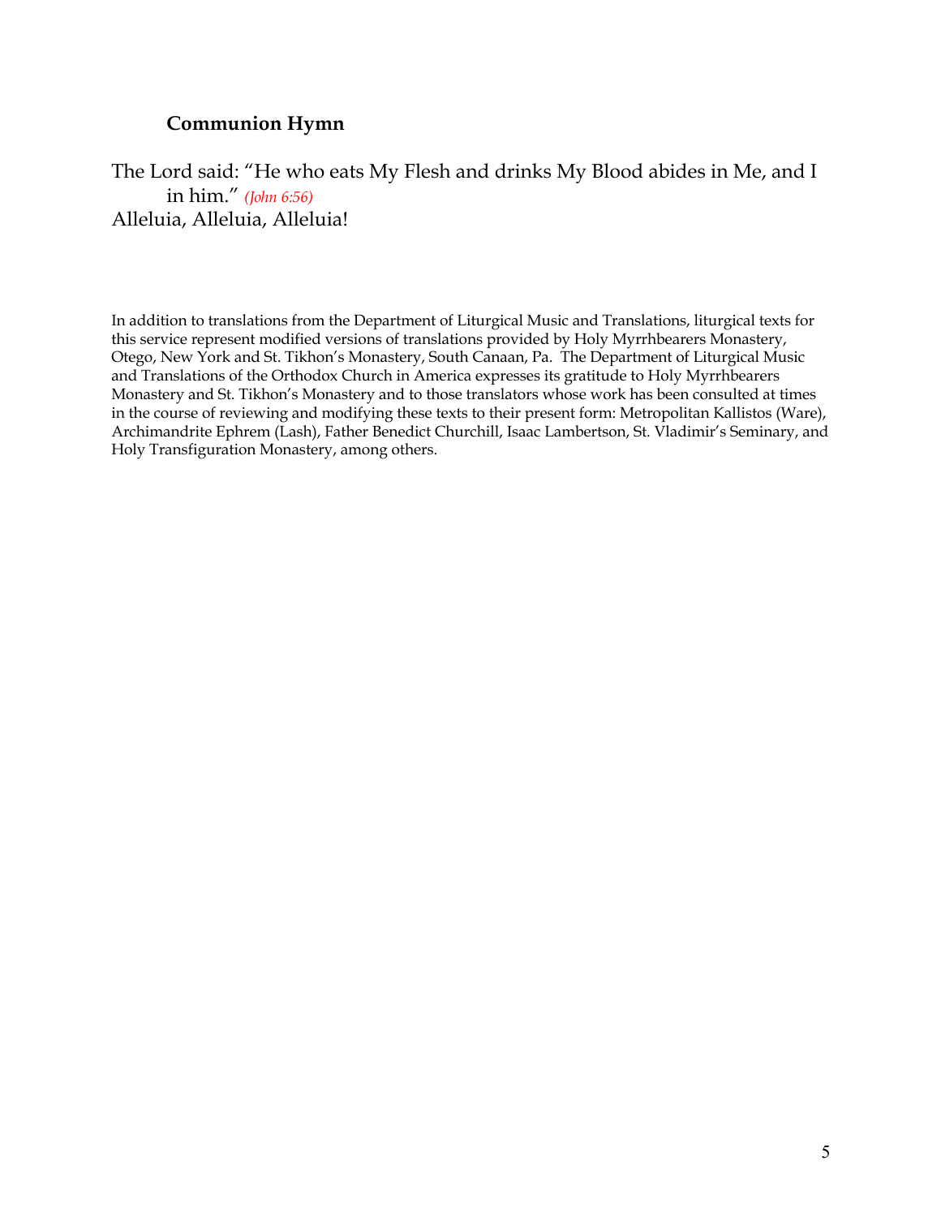### **Communion Hymn**

The Lord said: "He who eats My Flesh and drinks My Blood abides in Me, and I in him." *(John 6:56)*
Alleluia, Alleluia, Alleluia!

In addition to translations from the Department of Liturgical Music and Translations, liturgical texts for this service represent modified versions of translations provided by Holy Myrrhbearers Monastery, Otego, New York and St. Tikhon's Monastery, South Canaan, Pa. The Department of Liturgical Music and Translations of the Orthodox Church in America expresses its gratitude to Holy Myrrhbearers Monastery and St. Tikhon's Monastery and to those translators whose work has been consulted at times in the course of reviewing and modifying these texts to their present form: Metropolitan Kallistos (Ware), Archimandrite Ephrem (Lash), Father Benedict Churchill, Isaac Lambertson, St. Vladimir's Seminary, and Holy Transfiguration Monastery, among others.